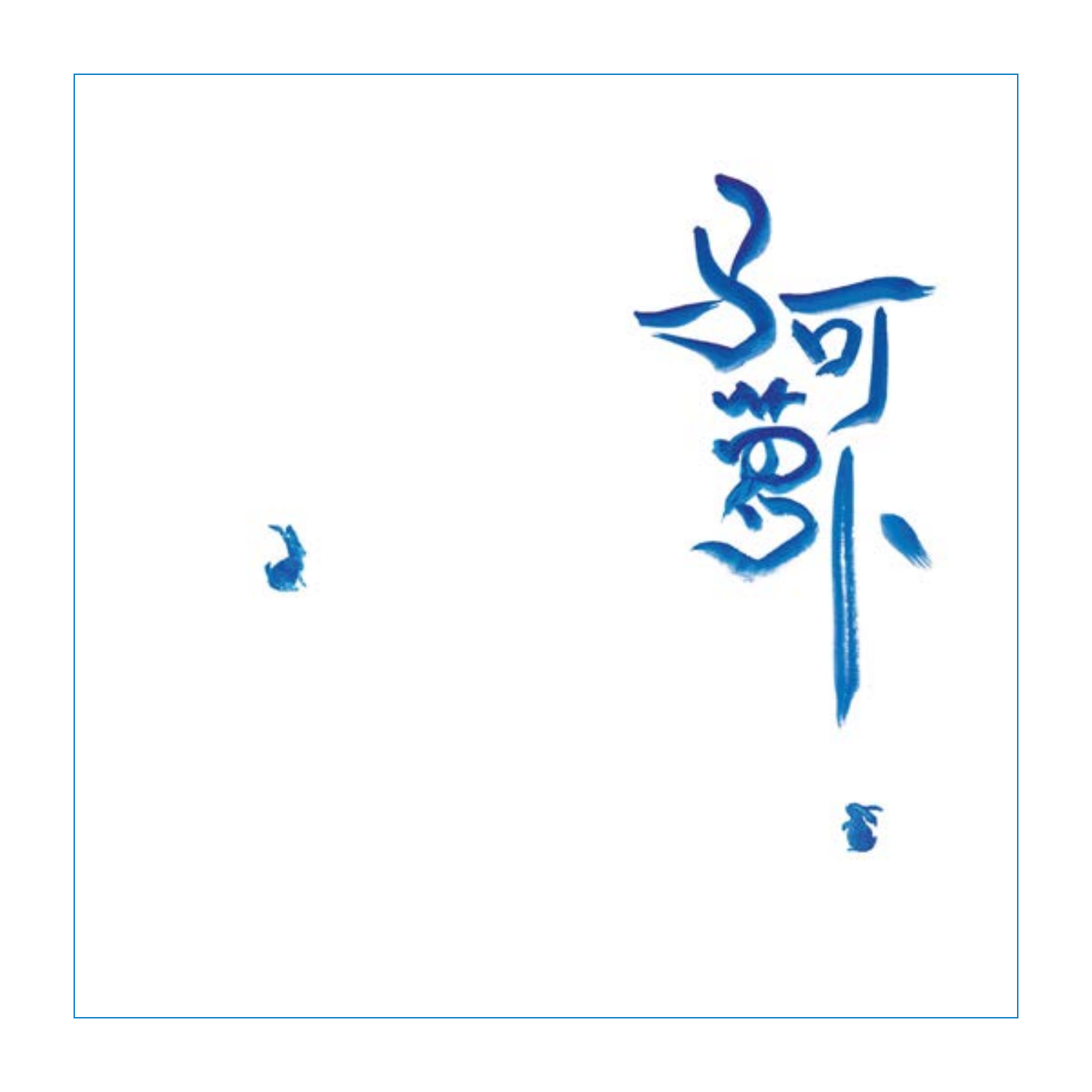阿夢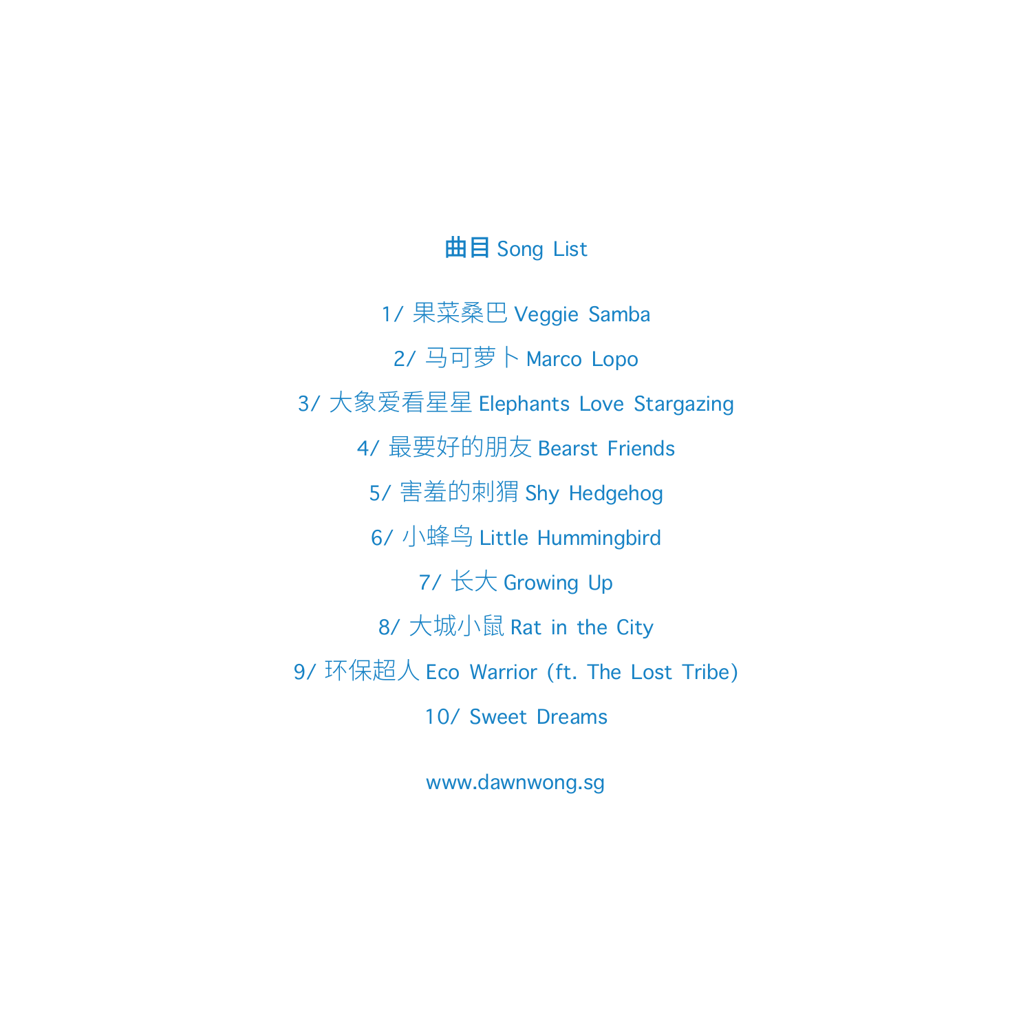## **曲目** Song List

1/ 果菜桑巴 Veggie Samba

2/ 马可萝卜 Marco Lopo

3/ 大象爱看星星 Elephants Love Stargazing

4/ 最要好的朋友 Bearst Friends

5/ 害羞的刺猬 Shy Hedgehog

6/ 小蜂鸟 Little Hummingbird

7/ 长大 Growing Up

8/ 大城小鼠 Rat in the City

9/ 环保超人 Eco Warrior (ft. The Lost Tribe)

10/ Sweet Dreams

www.dawnwong.sg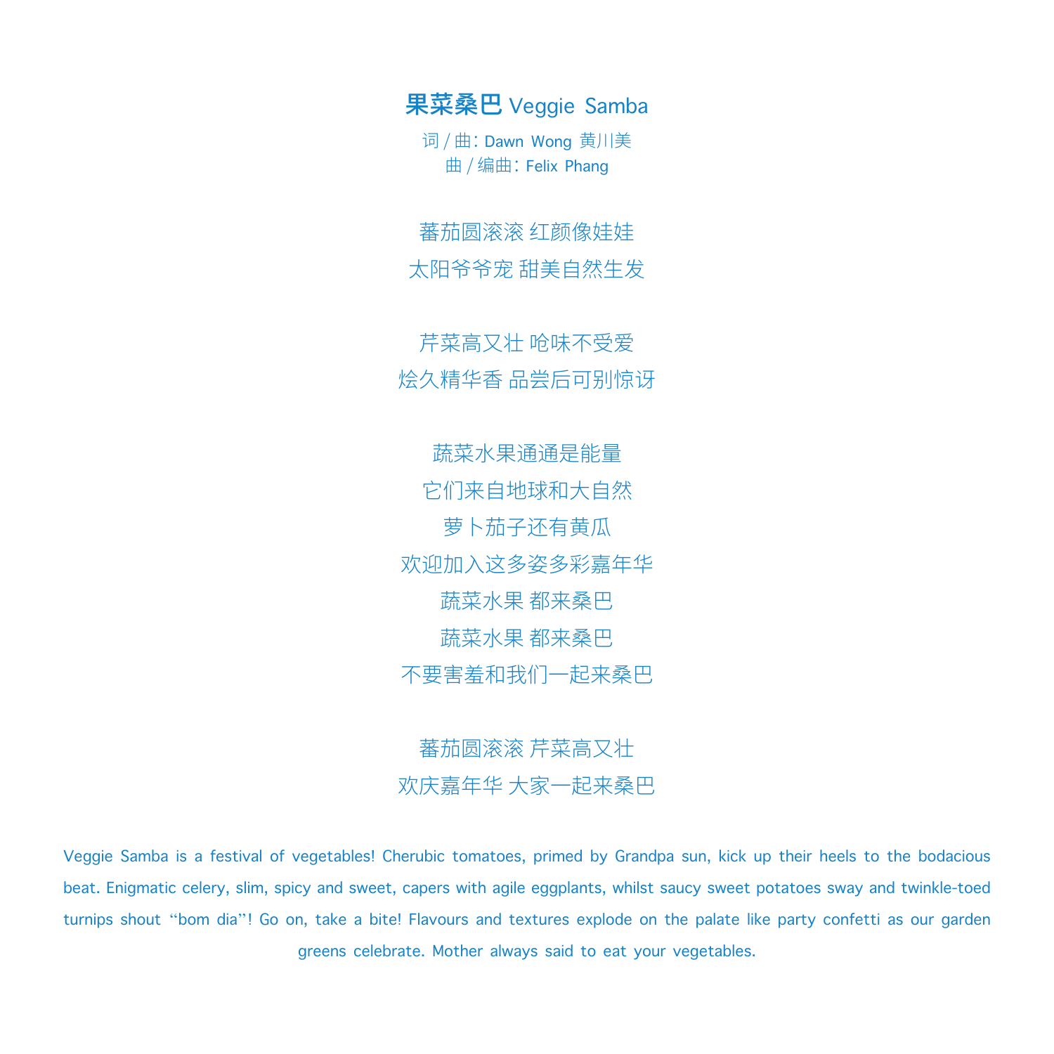## 果菜桑巴 Veggie Samba

词 / 曲：Dawn Wong 黄川美
曲 / 编曲：Felix Phang

蕃茄圆滚滚 红颜像娃娃
太阳爷爷宠 甜美自然生发

芹菜高又壮 呛味不受爱
烩久精华香 品尝后可别惊讶

蔬菜水果通通是能量
它们来自地球和大自然
萝卜茄子还有黄瓜
欢迎加入这多姿多彩嘉年华
蔬菜水果 都来桑巴
蔬菜水果 都来桑巴
不要害羞和我们一起来桑巴

蕃茄圆滚滚 芹菜高又壮
欢庆嘉年华 大家一起来桑巴

Veggie Samba is a festival of vegetables! Cherubic tomatoes, primed by Grandpa sun, kick up their heels to the bodacious beat. Enigmatic celery, slim, spicy and sweet, capers with agile eggplants, whilst saucy sweet potatoes sway and twinkle-toed turnips shout “bom dia”! Go on, take a bite! Flavours and textures explode on the palate like party confetti as our garden greens celebrate. Mother always said to eat your vegetables.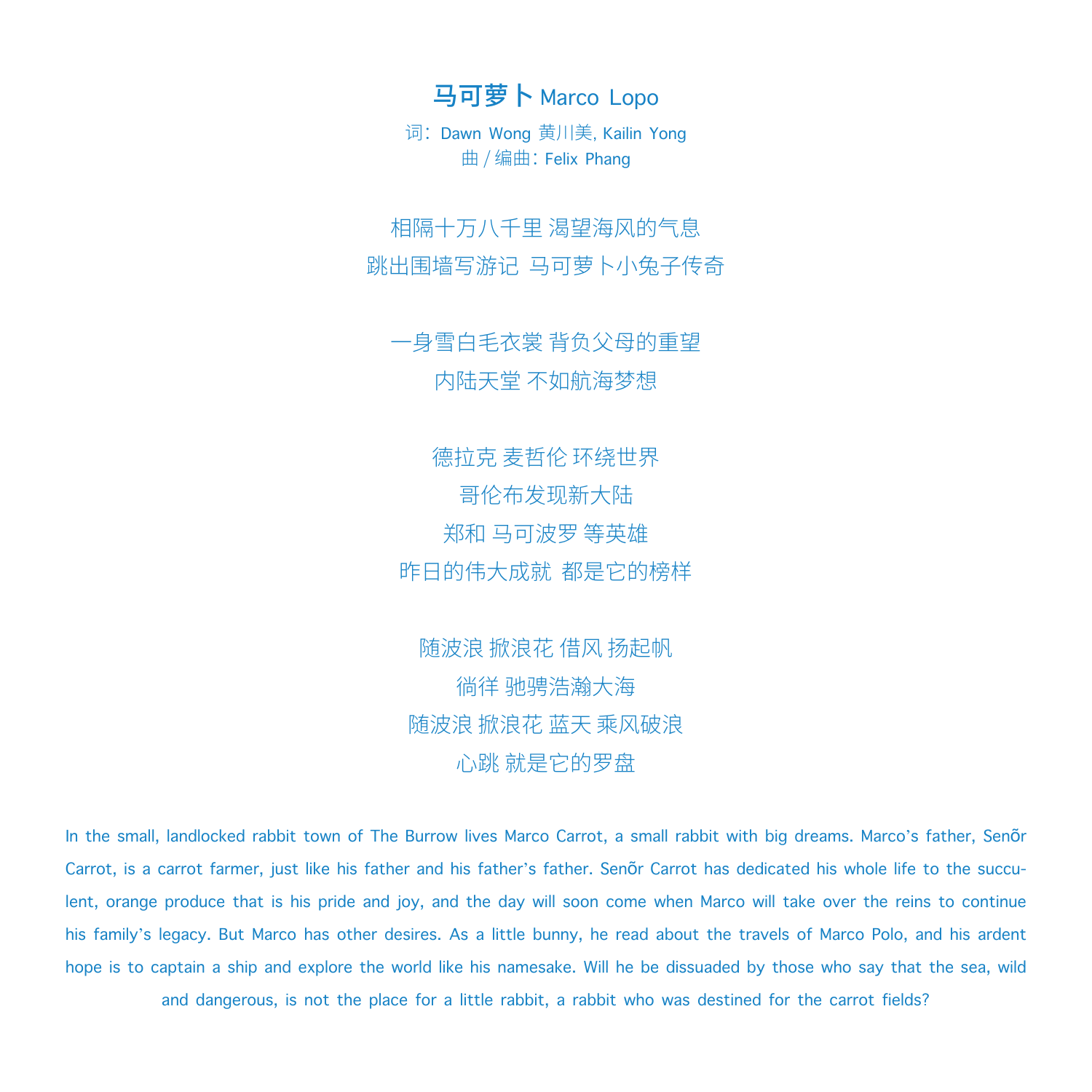# 马可萝卜 Marco Lopo

词：Dawn Wong 黄川美, Kailin Yong
曲 / 编曲：Felix Phang

相隔十万八千里 渴望海风的气息
跳出围墙写游记 马可萝卜小兔子传奇

一身雪白毛衣裳 背负父母的重望
内陆天堂 不如航海梦想

德拉克 麦哲伦 环绕世界
哥伦布发现新大陆
郑和 马可波罗 等英雄
昨日的伟大成就 都是它的榜样

随波浪 掀浪花 借风 扬起帆
徜徉 驰骋浩瀚大海
随波浪 掀浪花 蓝天 乘风破浪
心跳 就是它的罗盘

In the small, landlocked rabbit town of The Burrow lives Marco Carrot, a small rabbit with big dreams. Marco's father, Senõr Carrot, is a carrot farmer, just like his father and his father's father. Senõr Carrot has dedicated his whole life to the succulent, orange produce that is his pride and joy, and the day will soon come when Marco will take over the reins to continue his family's legacy. But Marco has other desires. As a little bunny, he read about the travels of Marco Polo, and his ardent hope is to captain a ship and explore the world like his namesake. Will he be dissuaded by those who say that the sea, wild and dangerous, is not the place for a little rabbit, a rabbit who was destined for the carrot fields?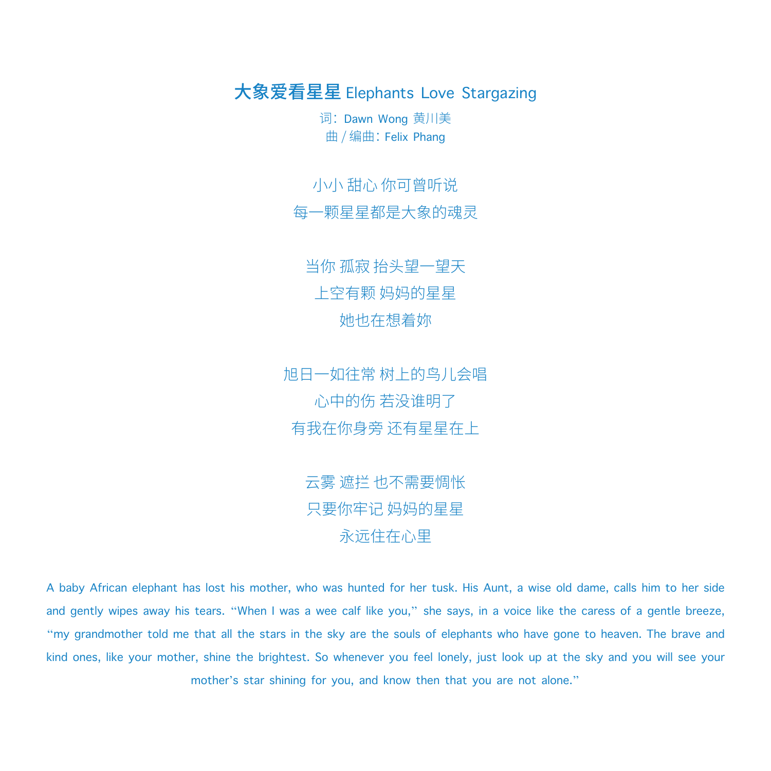# 大象爱看星星 Elephants Love Stargazing

词：Dawn Wong 黄川美
曲 / 编曲：Felix Phang

小小 甜心 你可曾听说
每一颗星星都是大象的魂灵

当你 孤寂 抬头望一望天
上空有颗 妈妈的星星
她也在想着妳

旭日一如往常 树上的鸟儿会唱
心中的伤 若没谁明了
有我在你身旁 还有星星在上

云雾 遮拦 也不需要惆怅
只要你牢记 妈妈的星星
永远住在心里

A baby African elephant has lost his mother, who was hunted for her tusk. His Aunt, a wise old dame, calls him to her side and gently wipes away his tears. "When I was a wee calf like you," she says, in a voice like the caress of a gentle breeze, "my grandmother told me that all the stars in the sky are the souls of elephants who have gone to heaven. The brave and kind ones, like your mother, shine the brightest. So whenever you feel lonely, just look up at the sky and you will see your mother's star shining for you, and know then that you are not alone."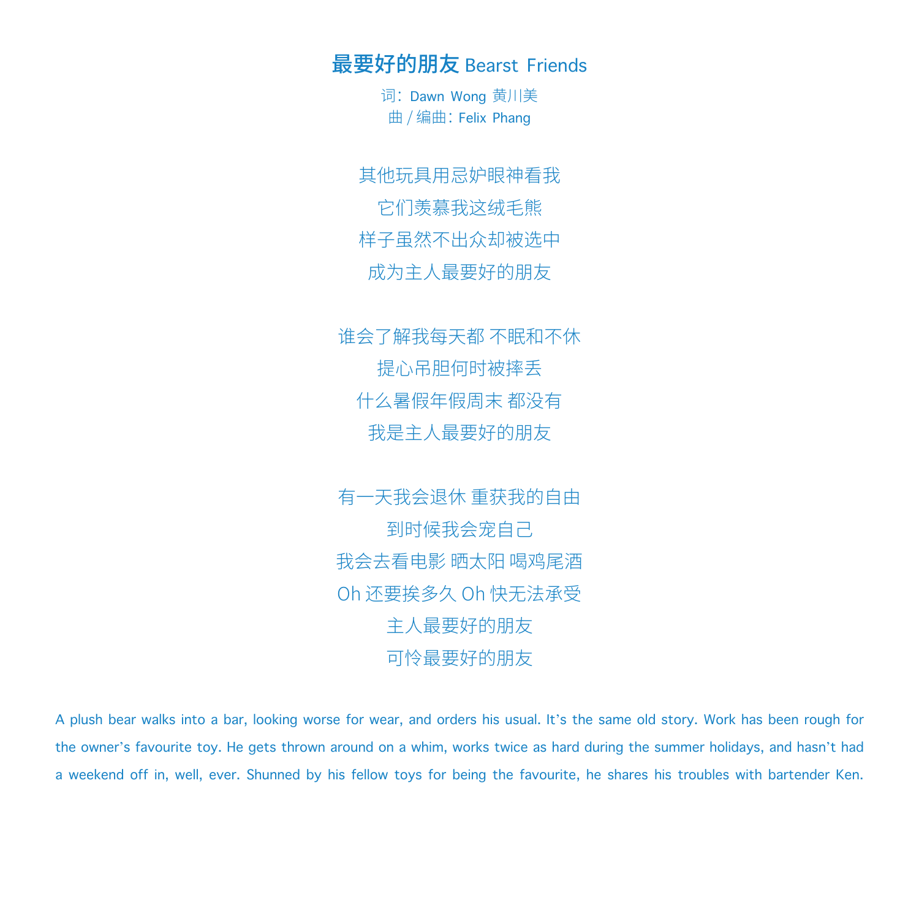# 最要好的朋友 Bearst Friends

词：Dawn Wong 黄川美
曲 / 编曲：Felix Phang

其他玩具用忌妒眼神看我
它们羡慕我这绒毛熊
样子虽然不出众却被选中
成为主人最要好的朋友

谁会了解我每天都 不眠和不休
提心吊胆何时被摔丢
什么暑假年假周末 都没有
我是主人最要好的朋友

有一天我会退休 重获我的自由
到时候我会宠自己
我会去看电影 晒太阳 喝鸡尾酒
Oh 还要挨多久 Oh 快无法承受
主人最要好的朋友
可怜最要好的朋友

A plush bear walks into a bar, looking worse for wear, and orders his usual. It's the same old story. Work has been rough for the owner's favourite toy. He gets thrown around on a whim, works twice as hard during the summer holidays, and hasn't had a weekend off in, well, ever. Shunned by his fellow toys for being the favourite, he shares his troubles with bartender Ken.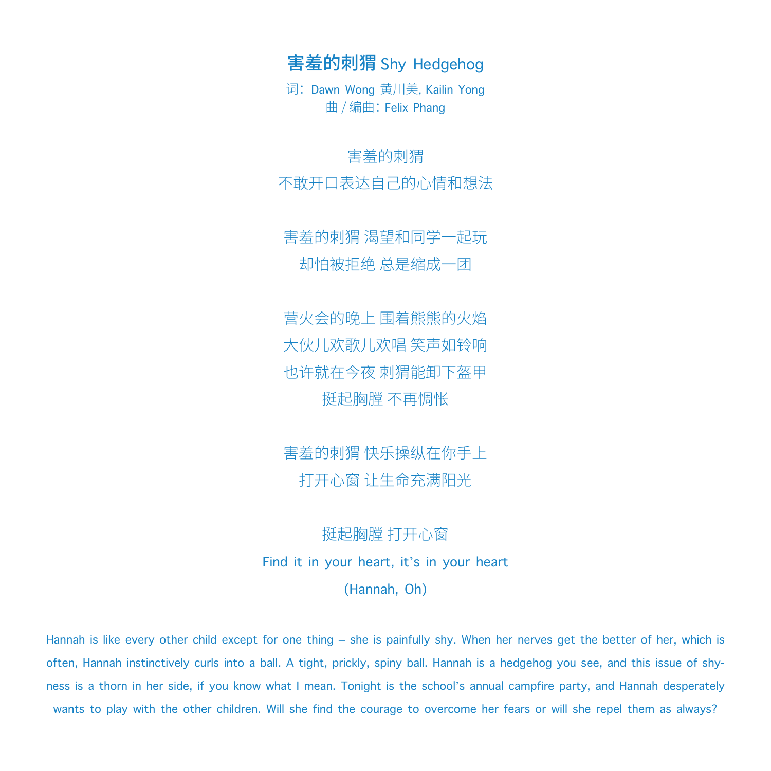# **害羞的刺猬** Shy Hedgehog

词：Dawn Wong 黄川美, Kailin Yong
曲 / 编曲：Felix Phang

害羞的刺猬
不敢开口表达自己的心情和想法

害羞的刺猬 渴望和同学一起玩
却怕被拒绝 总是缩成一团

营火会的晚上 围着熊熊的火焰
大伙儿欢歌儿欢唱 笑声如铃响
也许就在今夜 刺猬能卸下盔甲
挺起胸膛 不再惆怅

害羞的刺猬 快乐操纵在你手上
打开心窗 让生命充满阳光

挺起胸膛 打开心窗
Find it in your heart, it's in your heart
(Hannah, Oh)

Hannah is like every other child except for one thing – she is painfully shy. When her nerves get the better of her, which is often, Hannah instinctively curls into a ball. A tight, prickly, spiny ball. Hannah is a hedgehog you see, and this issue of shyness is a thorn in her side, if you know what I mean. Tonight is the school's annual campfire party, and Hannah desperately wants to play with the other children. Will she find the courage to overcome her fears or will she repel them as always?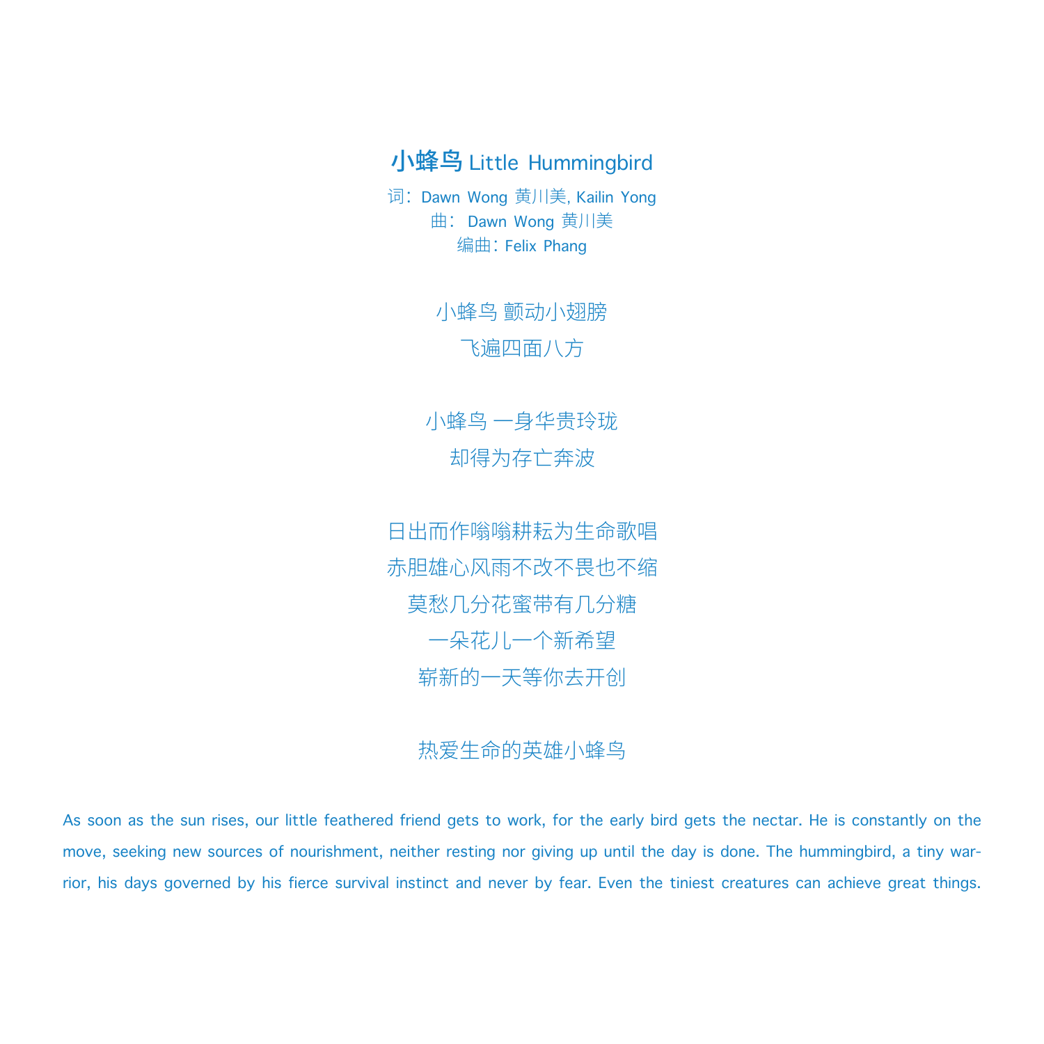# 小蜂鸟 Little Hummingbird

词：Dawn Wong 黄川美, Kailin Yong
曲： Dawn Wong 黄川美
编曲：Felix Phang

小蜂鸟 颤动小翅膀
飞遍四面八方

小蜂鸟 一身华贵玲珑
却得为存亡奔波

日出而作嗡嗡耕耘为生命歌唱
赤胆雄心风雨不改不畏也不缩
莫愁几分花蜜带有几分糖
一朵花儿一个新希望
崭新的一天等你去开创

热爱生命的英雄小蜂鸟

As soon as the sun rises, our little feathered friend gets to work, for the early bird gets the nectar. He is constantly on the move, seeking new sources of nourishment, neither resting nor giving up until the day is done. The hummingbird, a tiny warrior, his days governed by his fierce survival instinct and never by fear. Even the tiniest creatures can achieve great things.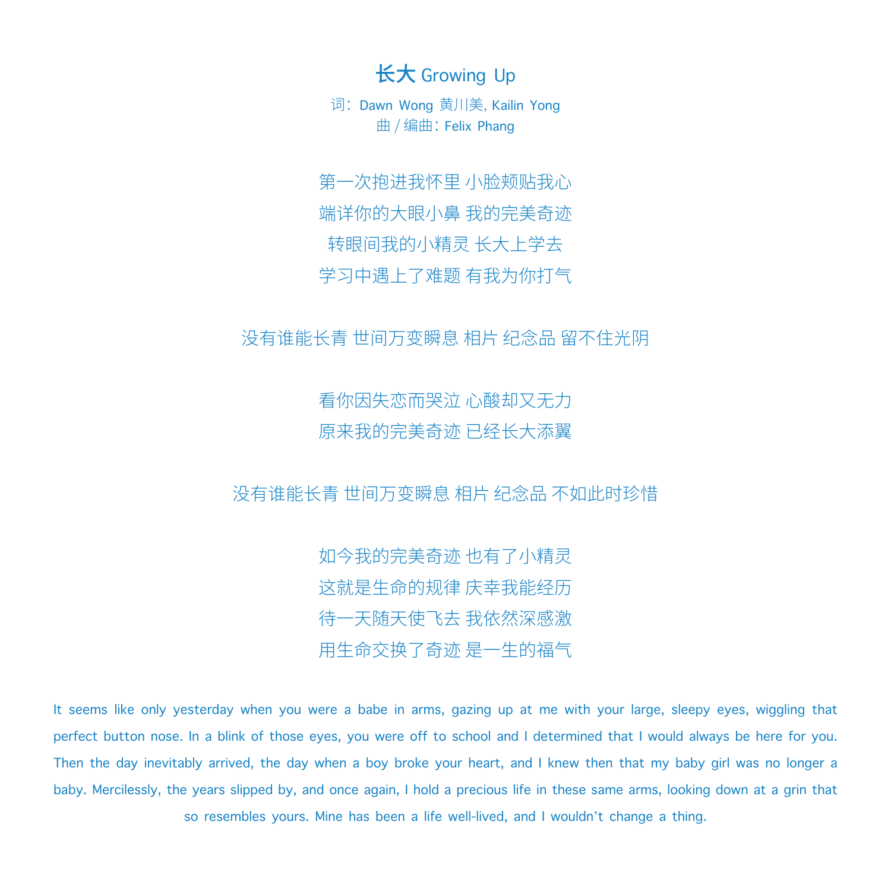# 长大 Growing Up

词：Dawn Wong 黄川美, Kailin Yong
曲 / 编曲：Felix Phang

第一次抱进我怀里 小脸颊贴我心
端详你的大眼小鼻 我的完美奇迹
转眼间我的小精灵 长大上学去
学习中遇上了难题 有我为你打气

没有谁能长青 世间万变瞬息 相片 纪念品 留不住光阴

看你因失恋而哭泣 心酸却又无力
原来我的完美奇迹 已经长大添翼

没有谁能长青 世间万变瞬息 相片 纪念品 不如此时珍惜

如今我的完美奇迹 也有了小精灵
这就是生命的规律 庆幸我能经历
待一天随天使飞去 我依然深感激
用生命交换了奇迹 是一生的福气

It seems like only yesterday when you were a babe in arms, gazing up at me with your large, sleepy eyes, wiggling that perfect button nose. In a blink of those eyes, you were off to school and I determined that I would always be here for you. Then the day inevitably arrived, the day when a boy broke your heart, and I knew then that my baby girl was no longer a baby. Mercilessly, the years slipped by, and once again, I hold a precious life in these same arms, looking down at a grin that so resembles yours. Mine has been a life well-lived, and I wouldn't change a thing.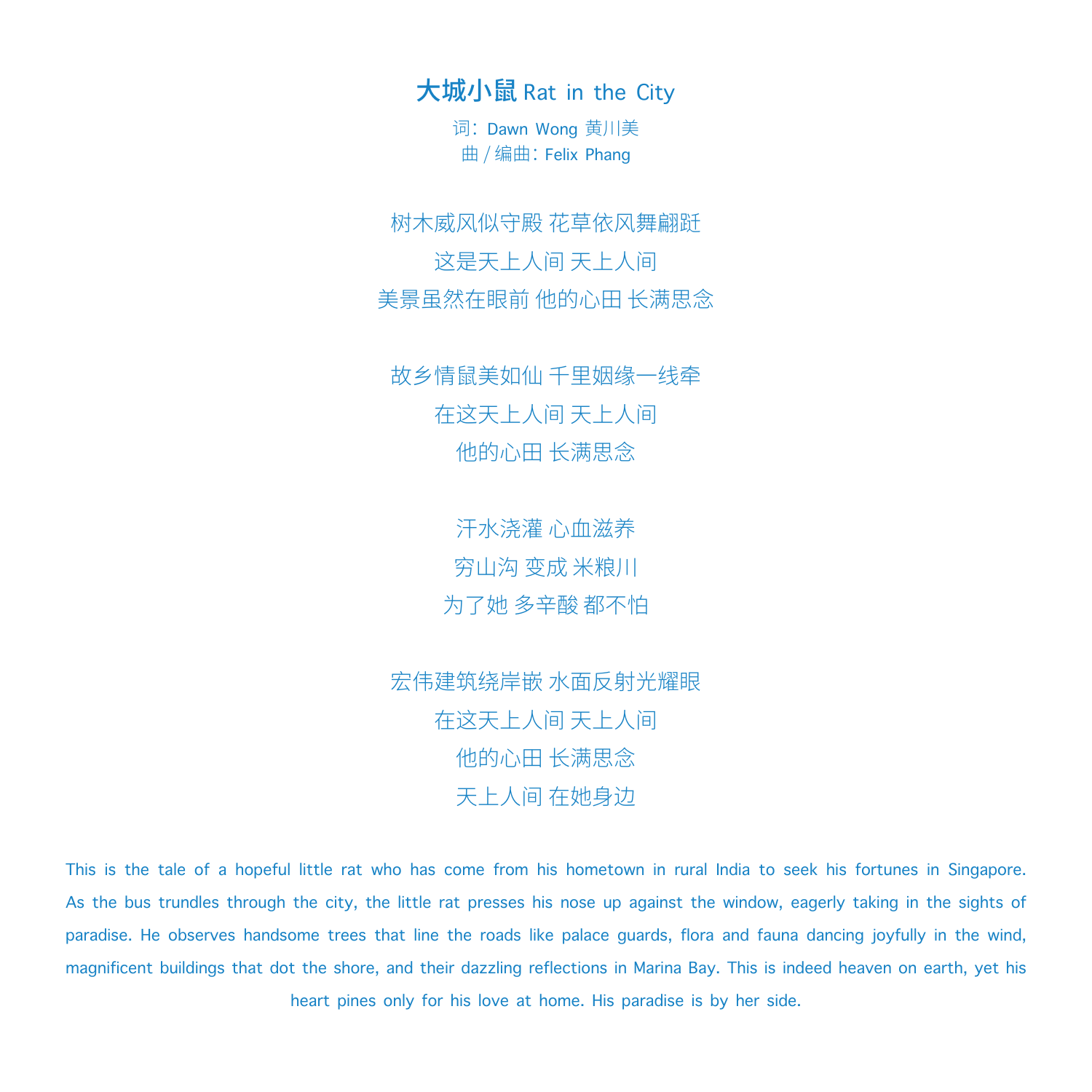# 大城小鼠 Rat in the City

词：Dawn Wong 黄川美
曲 / 编曲：Felix Phang

树木威风似守殿 花草依风舞翩跹
这是天上人间 天上人间
美景虽然在眼前 他的心田 长满思念

故乡情鼠美如仙 千里姻缘一线牵
在这天上人间 天上人间
他的心田 长满思念

汗水浇灌 心血滋养
穷山沟 变成 米粮川
为了她 多辛酸 都不怕

宏伟建筑绕岸嵌 水面反射光耀眼
在这天上人间 天上人间
他的心田 长满思念
天上人间 在她身边

This is the tale of a hopeful little rat who has come from his hometown in rural India to seek his fortunes in Singapore. As the bus trundles through the city, the little rat presses his nose up against the window, eagerly taking in the sights of paradise. He observes handsome trees that line the roads like palace guards, flora and fauna dancing joyfully in the wind, magnificent buildings that dot the shore, and their dazzling reflections in Marina Bay. This is indeed heaven on earth, yet his heart pines only for his love at home. His paradise is by her side.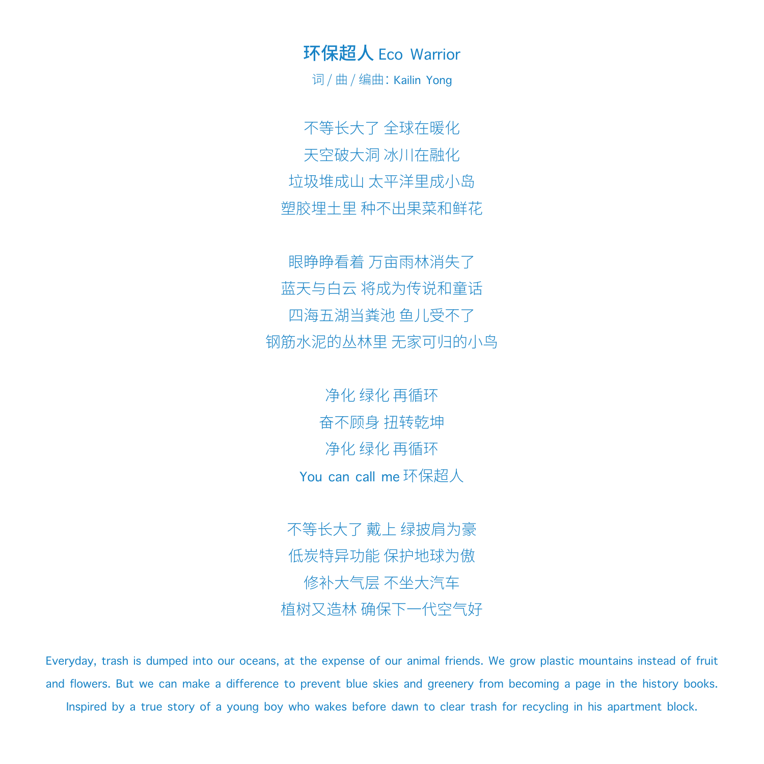# 环保超人 Eco Warrior

词 / 曲 / 编曲: Kailin Yong

不等长大了 全球在暖化
天空破大洞 冰川在融化
垃圾堆成山 太平洋里成小岛
塑胶埋土里 种不出果菜和鲜花

眼睁睁看着 万亩雨林消失了
蓝天与白云 将成为传说和童话
四海五湖当粪池 鱼儿受不了
钢筋水泥的丛林里 无家可归的小鸟

净化 绿化 再循环
奋不顾身 扭转乾坤
净化 绿化 再循环
You can call me 环保超人

不等长大了 戴上 绿披肩为豪
低炭特异功能 保护地球为傲
修补大气层 不坐大汽车
植树又造林 确保下一代空气好

Everyday, trash is dumped into our oceans, at the expense of our animal friends. We grow plastic mountains instead of fruit and flowers. But we can make a difference to prevent blue skies and greenery from becoming a page in the history books. Inspired by a true story of a young boy who wakes before dawn to clear trash for recycling in his apartment block.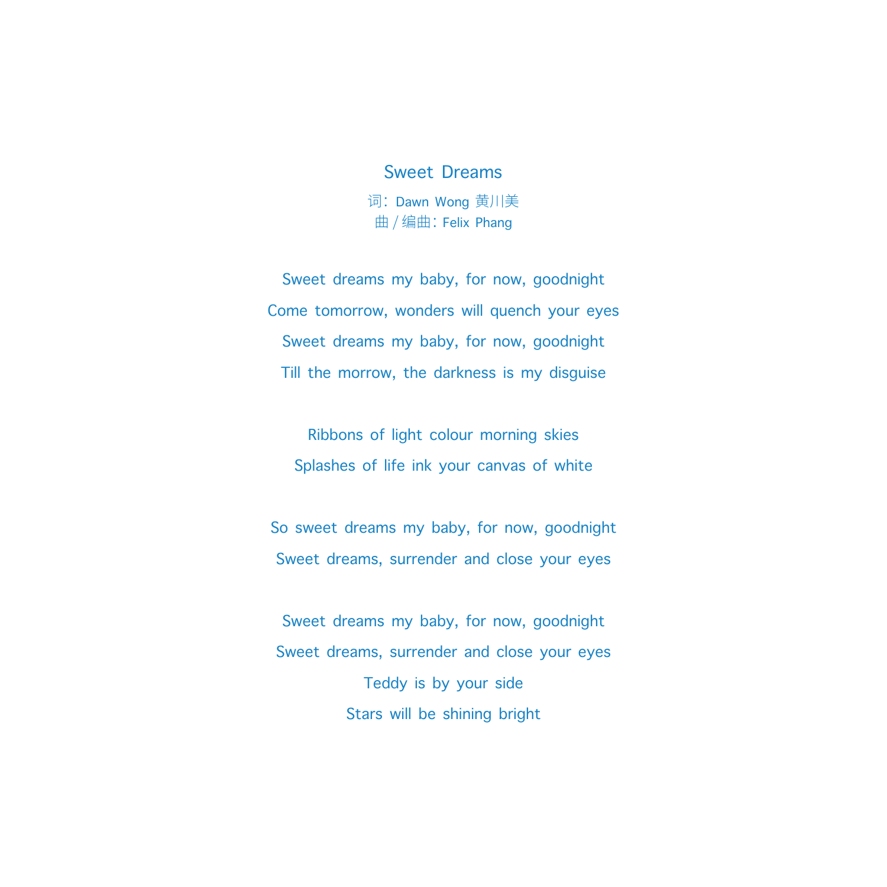# Sweet Dreams

词：Dawn Wong 黄川美
曲 / 编曲：Felix Phang

Sweet dreams my baby, for now, goodnight
Come tomorrow, wonders will quench your eyes
Sweet dreams my baby, for now, goodnight
Till the morrow, the darkness is my disguise

Ribbons of light colour morning skies
Splashes of life ink your canvas of white

So sweet dreams my baby, for now, goodnight
Sweet dreams, surrender and close your eyes

Sweet dreams my baby, for now, goodnight
Sweet dreams, surrender and close your eyes
Teddy is by your side
Stars will be shining bright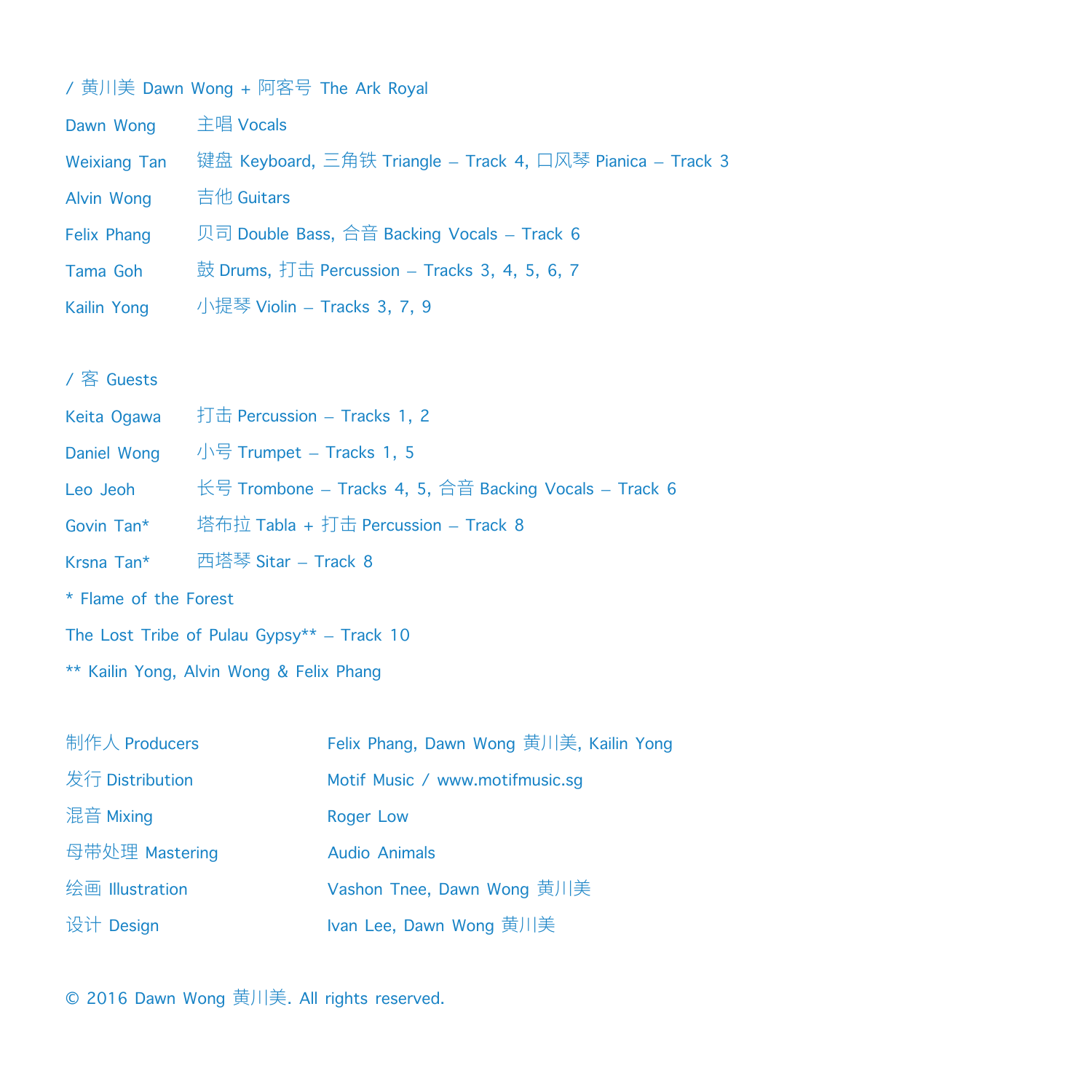/ 黄川美 Dawn Wong + 阿客号 The Ark Royal

| | |
|---|---|
| Dawn Wong | 主唱 Vocals |
| Weixiang Tan | 键盘 Keyboard, 三角铁 Triangle – Track 4, 口风琴 Pianica – Track 3 |
| Alvin Wong | 吉他 Guitars |
| Felix Phang | 贝司 Double Bass, 合音 Backing Vocals – Track 6 |
| Tama Goh | 鼓 Drums, 打击 Percussion – Tracks 3, 4, 5, 6, 7 |
| Kailin Yong | 小提琴 Violin – Tracks 3, 7, 9 |

/ 客 Guests

| | |
|---|---|
| Keita Ogawa | 打击 Percussion – Tracks 1, 2 |
| Daniel Wong | 小号 Trumpet – Tracks 1, 5 |
| Leo Jeoh | 长号 Trombone – Tracks 4, 5, 合音 Backing Vocals – Track 6 |
| Govin Tan* | 塔布拉 Tabla + 打击 Percussion – Track 8 |
| Krsna Tan* | 西塔琴 Sitar – Track 8 |

* Flame of the Forest

The Lost Tribe of Pulau Gypsy** – Track 10

** Kailin Yong, Alvin Wong & Felix Phang

| | |
|---|---|
| 制作人 Producers | Felix Phang, Dawn Wong 黄川美, Kailin Yong |
| 发行 Distribution | Motif Music / www.motifmusic.sg |
| 混音 Mixing | Roger Low |
| 母带处理 Mastering | Audio Animals |
| 绘画 Illustration | Vashon Tnee, Dawn Wong 黄川美 |
| 设计 Design | Ivan Lee, Dawn Wong 黄川美 |

© 2016 Dawn Wong 黄川美. All rights reserved.